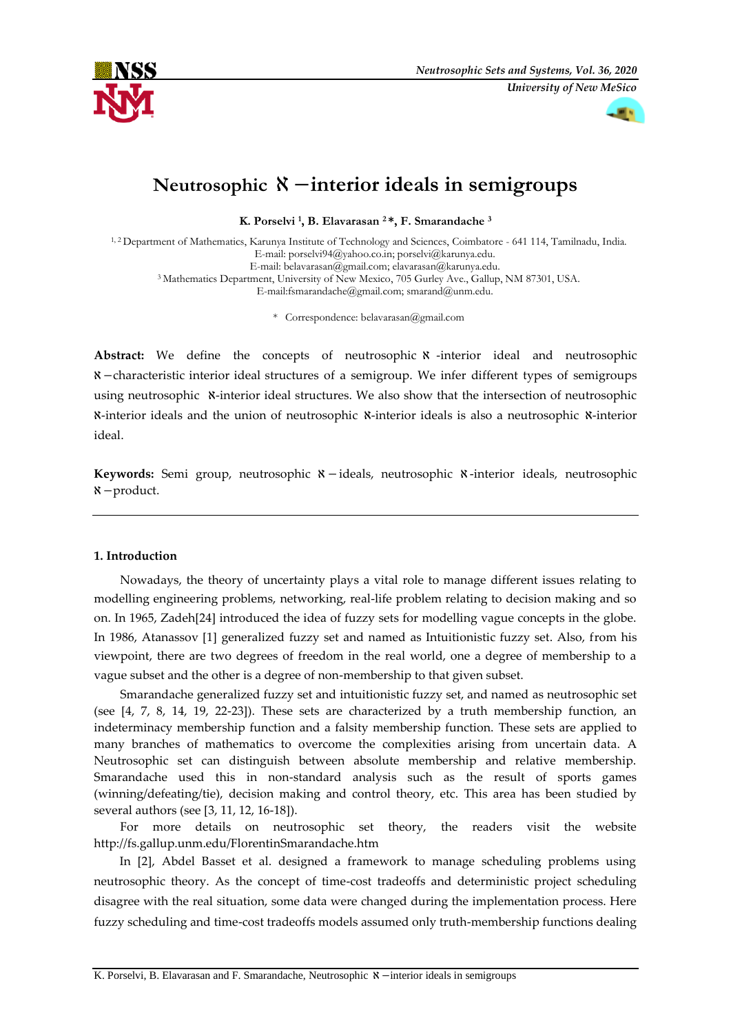# Neutrosophic $\aleph$ −interior ideals in semigroups

**K. Porselvi [1], B. Elavarasan [2]\*, F. Smarandache [3]**

[1, 2] Department of Mathematics, Karunya Institute of Technology and Sciences, Coimbatore - 641 114, Tamilnadu, India.
E-mail: porselvi94@yahoo.co.in; porselvi@karunya.edu.
E-mail: belavarasan@gmail.com; elavarasan@karunya.edu.
[3] Mathematics Department, University of New Mexico, 705 Gurley Ave., Gallup, NM 87301, USA.
E-mail:fsmarandache@gmail.com; smarand@unm.edu.

\* Correspondence: belavarasan@gmail.com

**Abstract:** We define the concepts of neutrosophic $\aleph$ -interior ideal and neutrosophic $\aleph$ −characteristic interior ideal structures of a semigroup. We infer different types of semigroups using neutrosophic $\aleph$-interior ideal structures. We also show that the intersection of neutrosophic $\aleph$-interior ideals and the union of neutrosophic $\aleph$-interior ideals is also a neutrosophic $\aleph$-interior ideal.

**Keywords:** Semi group, neutrosophic $\aleph$ − ideals, neutrosophic $\aleph$ -interior ideals, neutrosophic $\aleph$ −product.

## 1. Introduction

Nowadays, the theory of uncertainty plays a vital role to manage different issues relating to modelling engineering problems, networking, real-life problem relating to decision making and so on. In 1965, Zadeh[24] introduced the idea of fuzzy sets for modelling vague concepts in the globe. In 1986, Atanassov [1] generalized fuzzy set and named as Intuitionistic fuzzy set. Also, from his viewpoint, there are two degrees of freedom in the real world, one a degree of membership to a vague subset and the other is a degree of non-membership to that given subset.

Smarandache generalized fuzzy set and intuitionistic fuzzy set, and named as neutrosophic set (see [4, 7, 8, 14, 19, 22-23]). These sets are characterized by a truth membership function, an indeterminacy membership function and a falsity membership function. These sets are applied to many branches of mathematics to overcome the complexities arising from uncertain data. A Neutrosophic set can distinguish between absolute membership and relative membership. Smarandache used this in non-standard analysis such as the result of sports games (winning/defeating/tie), decision making and control theory, etc. This area has been studied by several authors (see [3, 11, 12, 16-18]).

For more details on neutrosophic set theory, the readers visit the website http://fs.gallup.unm.edu/FlorentinSmarandache.htm

In [2], Abdel Basset et al. designed a framework to manage scheduling problems using neutrosophic theory. As the concept of time-cost tradeoffs and deterministic project scheduling disagree with the real situation, some data were changed during the implementation process. Here fuzzy scheduling and time-cost tradeoffs models assumed only truth-membership functions dealing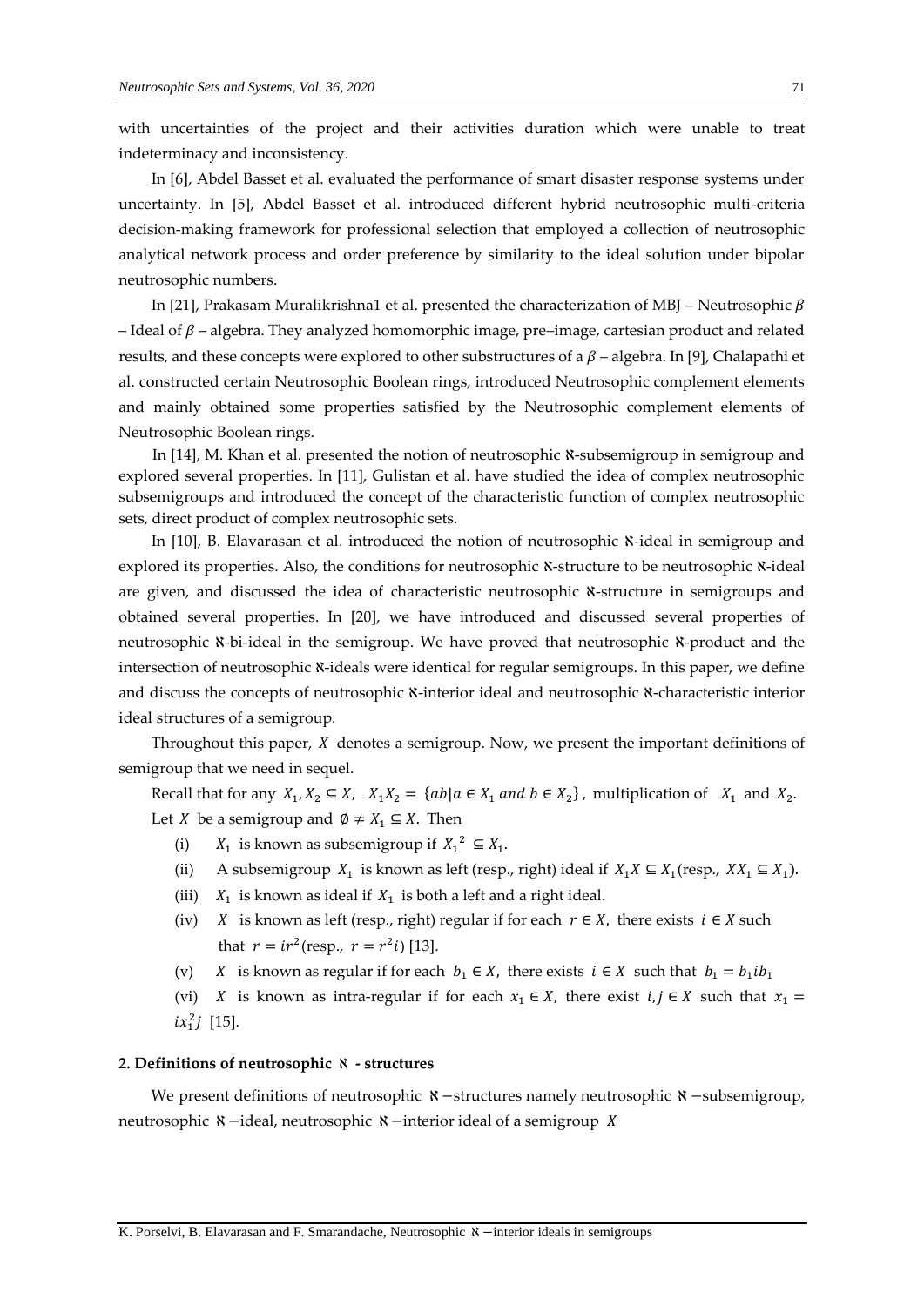with uncertainties of the project and their activities duration which were unable to treat indeterminacy and inconsistency.

In [6], Abdel Basset et al. evaluated the performance of smart disaster response systems under uncertainty. In [5], Abdel Basset et al. introduced different hybrid neutrosophic multi-criteria decision-making framework for professional selection that employed a collection of neutrosophic analytical network process and order preference by similarity to the ideal solution under bipolar neutrosophic numbers.

In [21], Prakasam Muralikrishna1 et al. presented the characterization of MBJ – Neutrosophic $\beta$ – Ideal of $\beta$ – algebra. They analyzed homomorphic image, pre–image, cartesian product and related results, and these concepts were explored to other substructures of a $\beta$ – algebra. In [9], Chalapathi et al. constructed certain Neutrosophic Boolean rings, introduced Neutrosophic complement elements and mainly obtained some properties satisfied by the Neutrosophic complement elements of Neutrosophic Boolean rings.

In [14], M. Khan et al. presented the notion of neutrosophic ℵ-subsemigroup in semigroup and explored several properties. In [11], Gulistan et al. have studied the idea of complex neutrosophic subsemigroups and introduced the concept of the characteristic function of complex neutrosophic sets, direct product of complex neutrosophic sets.

In [10], B. Elavarasan et al. introduced the notion of neutrosophic ℵ-ideal in semigroup and explored its properties. Also, the conditions for neutrosophic ℵ-structure to be neutrosophic ℵ-ideal are given, and discussed the idea of characteristic neutrosophic ℵ-structure in semigroups and obtained several properties. In [20], we have introduced and discussed several properties of neutrosophic ℵ-bi-ideal in the semigroup. We have proved that neutrosophic ℵ-product and the intersection of neutrosophic ℵ-ideals were identical for regular semigroups. In this paper, we define and discuss the concepts of neutrosophic ℵ-interior ideal and neutrosophic ℵ-characteristic interior ideal structures of a semigroup.

Throughout this paper, $X$ denotes a semigroup. Now, we present the important definitions of semigroup that we need in sequel.

Recall that for any $X_1, X_2 \subseteq X$, $X_1X_2 = \{ab | a \in X_1 \text{ and } b \in X_2\}$, multiplication of $X_1$ and $X_2$.

Let $X$ be a semigroup and $\emptyset \neq X_1 \subseteq X$. Then

(i) $X_1$ is known as subsemigroup if ${X_1}^2 \subseteq X_1$.

(ii) A subsemigroup $X_1$ is known as left (resp., right) ideal if $X_1X \subseteq X_1$ (resp., $XX_1 \subseteq X_1$).

(iii) $X_1$ is known as ideal if $X_1$ is both a left and a right ideal.

(iv) $X$ is known as left (resp., right) regular if for each $r \in X$, there exists $i \in X$ such that $r = ir^2$ (resp., $r = r^2 i$) [13].

(v) $X$ is known as regular if for each $b_1 \in X$, there exists $i \in X$ such that $b_1 = b_1 i b_1$

(vi) $X$ is known as intra-regular if for each $x_1 \in X$, there exist $i, j \in X$ such that $x_1 = i x_1^2 j$ [15].

## 2. Definitions of neutrosophic ℵ - structures

We present definitions of neutrosophic ℵ −structures namely neutrosophic ℵ −subsemigroup, neutrosophic ℵ −ideal, neutrosophic ℵ −interior ideal of a semigroup $X$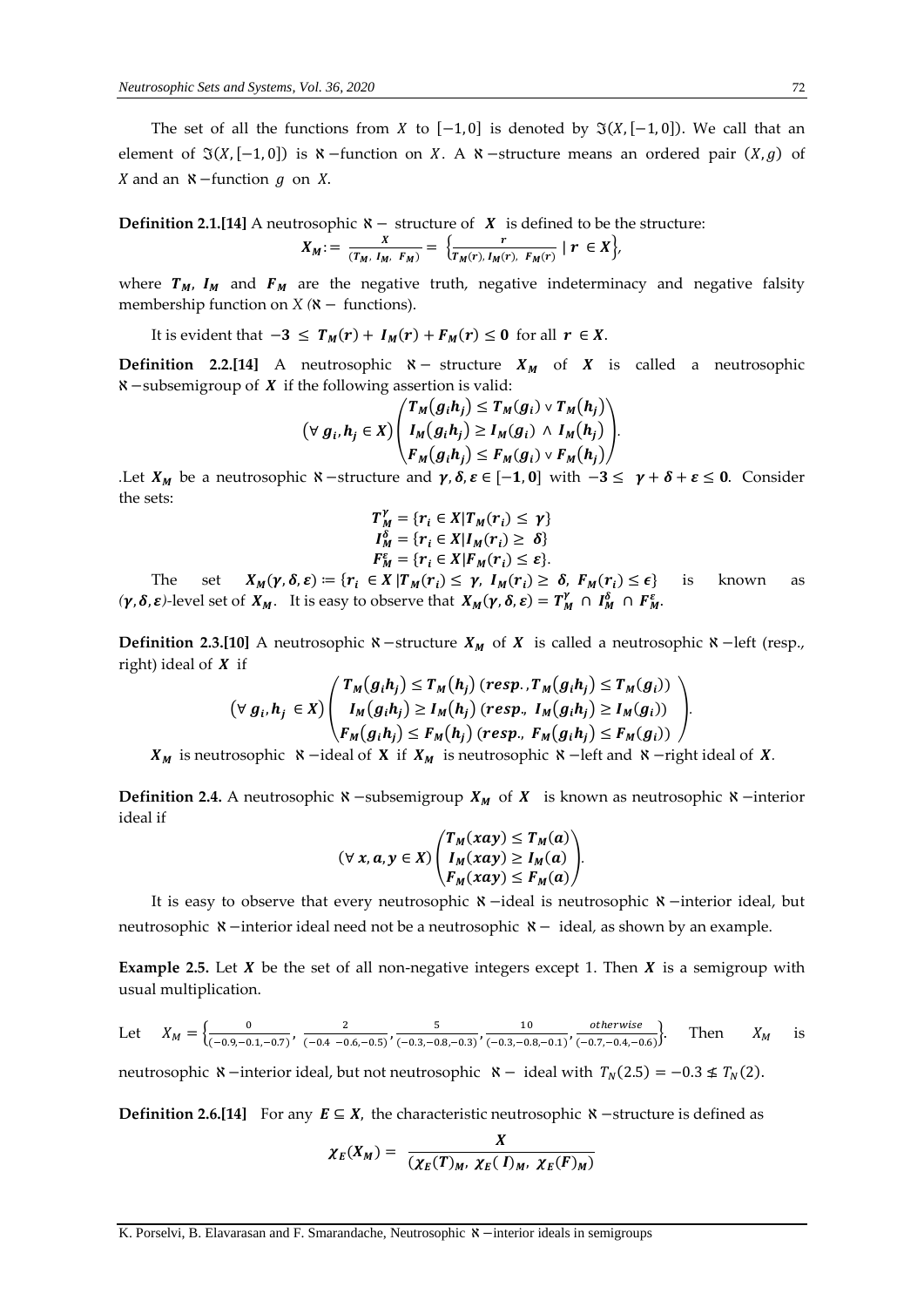The set of all the functions from $X$ to $[-1,0]$ is denoted by $\Im(X,[-1,0])$. We call that an element of $\Im(X,[-1,0])$ is $\aleph$ −function on $X$. A $\aleph$ −structure means an ordered pair $(X,g)$ of $X$ and an $\aleph$ −function $g$ on $X$.

**Definition 2.1.[14]** A neutrosophic $\aleph-$ structure of $X$ is defined to be the structure:

$$X_M := \frac{X}{(T_M,\ I_M,\ F_M)} = \left\{\frac{r}{T_M(r),\ I_M(r),\ F_M(r)} \mid r \in X\right\},$$

where $T_M$, $I_M$ and $F_M$ are the negative truth, negative indeterminacy and negative falsity membership function on $X$ ($\aleph-$ functions).

It is evident that $-3 \leq T_M(r) + I_M(r) + F_M(r) \leq 0$ for all $r \in X$.

**Definition 2.2.[14]** A neutrosophic $\aleph-$ structure $X_M$ of $X$ is called a neutrosophic $\aleph$ −subsemigroup of $X$ if the following assertion is valid:

$$(\forall\ g_i, h_j \in X)\begin{pmatrix} T_M(g_i h_j) \leq T_M(g_i) \vee T_M(h_j) \\ I_M(g_i h_j) \geq I_M(g_i) \wedge I_M(h_j) \\ F_M(g_i h_j) \leq F_M(g_i) \vee F_M(h_j) \end{pmatrix}.$$

.Let $X_M$ be a neutrosophic $\aleph$ −structure and $\gamma, \delta, \varepsilon \in [-1, 0]$ with $-3 \leq \gamma + \delta + \varepsilon \leq 0$. Consider the sets:

$$T_M^{\gamma} = \{r_i \in X | T_M(r_i) \leq \gamma\}$$
$$I_M^{\delta} = \{r_i \in X | I_M(r_i) \geq \delta\}$$
$$F_M^{\varepsilon} = \{r_i \in X | F_M(r_i) \leq \varepsilon\}.$$

The set $X_M(\gamma, \delta, \varepsilon) := \{r_i \in X | T_M(r_i) \leq \gamma,\ I_M(r_i) \geq \delta,\ F_M(r_i) \leq \epsilon\}$ is known as $(\gamma, \delta, \varepsilon)$-level set of $X_M$. It is easy to observe that $X_M(\gamma, \delta, \varepsilon) = T_M^{\gamma} \cap I_M^{\delta} \cap F_M^{\varepsilon}$.

**Definition 2.3.[10]** A neutrosophic $\aleph$ −structure $X_M$ of $X$ is called a neutrosophic $\aleph$ −left (resp., right) ideal of $X$ if

$$(\forall\ g_i, h_j \in X)\begin{pmatrix} T_M(g_i h_j) \leq T_M(h_j)\ (resp., T_M(g_i h_j) \leq T_M(g_i)) \\ I_M(g_i h_j) \geq I_M(h_j)\ (resp.,\ I_M(g_i h_j) \geq I_M(g_i)) \\ F_M(g_i h_j) \leq F_M(h_j)\ (resp.,\ F_M(g_i h_j) \leq F_M(g_i)) \end{pmatrix}.$$

$X_M$ is neutrosophic $\aleph$ −ideal of $X$ if $X_M$ is neutrosophic $\aleph$ −left and $\aleph$ −right ideal of $X$.

**Definition 2.4.** A neutrosophic $\aleph$ −subsemigroup $X_M$ of $X$ is known as neutrosophic $\aleph$ −interior ideal if

$$(\forall\ x, a, y \in X)\begin{pmatrix} T_M(xay) \leq T_M(a) \\ I_M(xay) \geq I_M(a) \\ F_M(xay) \leq F_M(a) \end{pmatrix}.$$

It is easy to observe that every neutrosophic $\aleph$ −ideal is neutrosophic $\aleph$ −interior ideal, but neutrosophic $\aleph$ −interior ideal need not be a neutrosophic $\aleph-$ ideal, as shown by an example.

**Example 2.5.** Let $X$ be the set of all non-negative integers except 1. Then $X$ is a semigroup with usual multiplication.

Let $X_M = \left\{\frac{0}{(-0.9,-0.1,-0.7)}, \frac{2}{(-0.4\ -0.6,-0.5)}, \frac{5}{(-0.3,-0.8,-0.3)}, \frac{10}{(-0.3,-0.8,-0.1)}, \frac{otherwise}{(-0.7,-0.4,-0.6)}\right\}$. Then $X_M$ is neutrosophic $\aleph$ −interior ideal, but not neutrosophic $\aleph-$ ideal with $T_N(2.5) = -0.3 \nleq T_N(2)$.

**Definition 2.6.[14]** For any $E \subseteq X$, the characteristic neutrosophic $\aleph$ −structure is defined as

$$\chi_E(X_M) = \frac{X}{(\chi_E(T)_M,\ \chi_E(I)_M,\ \chi_E(F)_M)}$$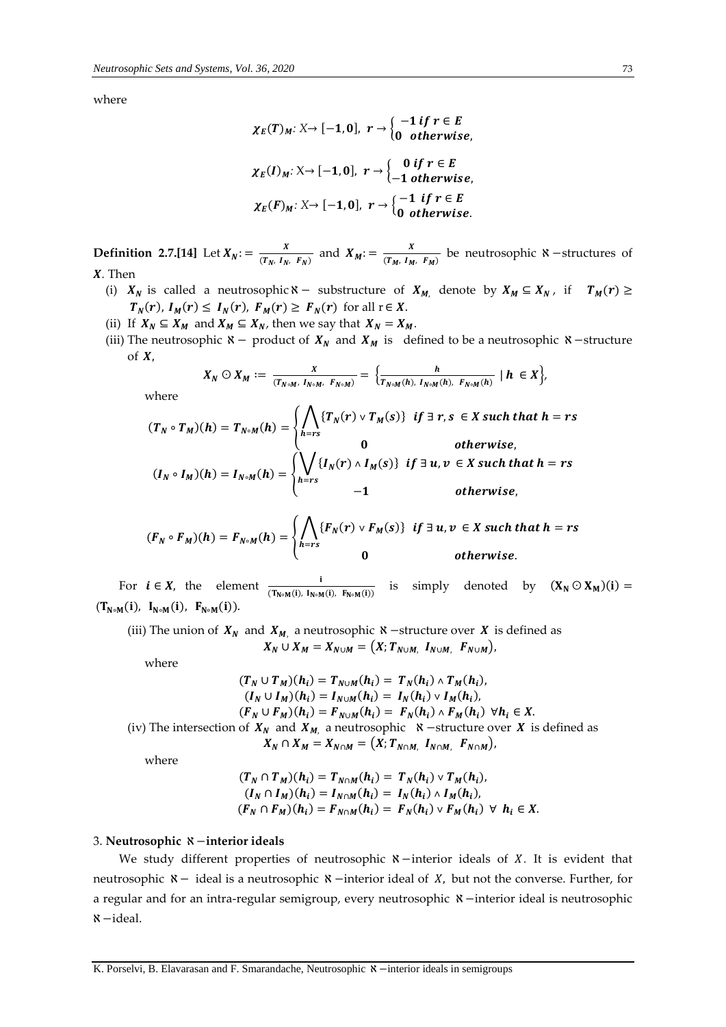where

$$\chi_E(T)_M: X \to [-1,0],\ r \to \begin{cases} -1 \ if\ r \in E \\ 0 \ \ otherwise, \end{cases}$$

$$\chi_E(I)_M: X \to [-1,0],\ r \to \begin{cases} 0 \ if\ r \in E \\ -1 \ otherwise, \end{cases}$$

$$\chi_E(F)_M: X \to [-1,0],\ r \to \begin{cases} -1 \ if\ r \in E \\ 0 \ \ otherwise. \end{cases}$$

**Definition 2.7.[14]** Let $X_N := \frac{X}{(T_N,\ I_N,\ F_N)}$ and $X_M := \frac{X}{(T_M,\ I_M,\ F_M)}$ be neutrosophic $\aleph$ −structures of $X$. Then

(i) $X_N$ is called a neutrosophic $\aleph$ − substructure of $X_M$, denote by $X_M \subseteq X_N$, if $T_M(r) \geq T_N(r)$, $I_M(r) \leq I_N(r)$, $F_M(r) \geq F_N(r)$ for all $r \in X$.

(ii) If $X_N \subseteq X_M$ and $X_M \subseteq X_N$, then we say that $X_N = X_M$.

(iii) The neutrosophic $\aleph$ − product of $X_N$ and $X_M$ is defined to be a neutrosophic $\aleph$ −structure of $X$,

$$X_N \odot X_M := \frac{X}{(T_{N\circ M},\ I_{N\circ M},\ F_{N\circ M})} = \left\{ \frac{h}{T_{N\circ M}(h),\ I_{N\circ M}(h),\ F_{N\circ M}(h)} \mid h \in X \right\},$$

where

$$(T_N \circ T_M)(h) = T_{N\circ M}(h) = \begin{cases} \bigwedge\limits_{h=rs} \{T_N(r) \vee T_M(s)\} & if\ \exists\ r, s\ \in X\ such\ that\ h = rs \\ 0 & otherwise, \end{cases}$$

$$(I_N \circ I_M)(h) = I_{N\circ M}(h) = \begin{cases} \bigvee\limits_{h=rs} \{I_N(r) \wedge I_M(s)\} & if\ \exists\ u, v\ \in X\ such\ that\ h = rs \\ -1 & otherwise, \end{cases}$$

$$(F_N \circ F_M)(h) = F_{N\circ M}(h) = \begin{cases} \bigwedge\limits_{h=rs} \{F_N(r) \vee F_M(s)\} & if\ \exists\ u, v\ \in X\ such\ that\ h = rs \\ 0 & otherwise. \end{cases}$$

For $i \in X$, the element $\frac{i}{(T_{N\circ M}(i),\ I_{N\circ M}(i),\ F_{N\circ M}(i))}$ is simply denoted by $(X_N \odot X_M)(i) = (T_{N\circ M}(i),\ I_{N\circ M}(i),\ F_{N\circ M}(i))$.

(iii) The union of $X_N$ and $X_M$, a neutrosophic $\aleph$ −structure over $X$ is defined as

$$X_N \cup X_M = X_{N\cup M} = (X; T_{N\cup M},\ I_{N\cup M},\ F_{N\cup M}),$$

where

$$(T_N \cup T_M)(h_i) = T_{N\cup M}(h_i) = T_N(h_i) \wedge T_M(h_i),$$
$$(I_N \cup I_M)(h_i) = I_{N\cup M}(h_i) = I_N(h_i) \vee I_M(h_i),$$
$$(F_N \cup F_M)(h_i) = F_{N\cup M}(h_i) = F_N(h_i) \wedge F_M(h_i)\ \ \forall h_i \in X.$$

(iv) The intersection of $X_N$ and $X_M$, a neutrosophic $\aleph$ −structure over $X$ is defined as

$$X_N \cap X_M = X_{N\cap M} = (X; T_{N\cap M},\ I_{N\cap M},\ F_{N\cap M}),$$

where

$$(T_N \cap T_M)(h_i) = T_{N\cap M}(h_i) = T_N(h_i) \vee T_M(h_i),$$
$$(I_N \cap I_M)(h_i) = I_{N\cap M}(h_i) = I_N(h_i) \wedge I_M(h_i),$$
$$(F_N \cap F_M)(h_i) = F_{N\cap M}(h_i) = F_N(h_i) \vee F_M(h_i)\ \ \forall\ h_i \in X.$$

## 3. Neutrosophic $\aleph$ −interior ideals

We study different properties of neutrosophic $\aleph$ −interior ideals of $X$. It is evident that neutrosophic $\aleph$ − ideal is a neutrosophic $\aleph$ −interior ideal of $X$, but not the converse. Further, for a regular and for an intra-regular semigroup, every neutrosophic $\aleph$ −interior ideal is neutrosophic $\aleph$ −ideal.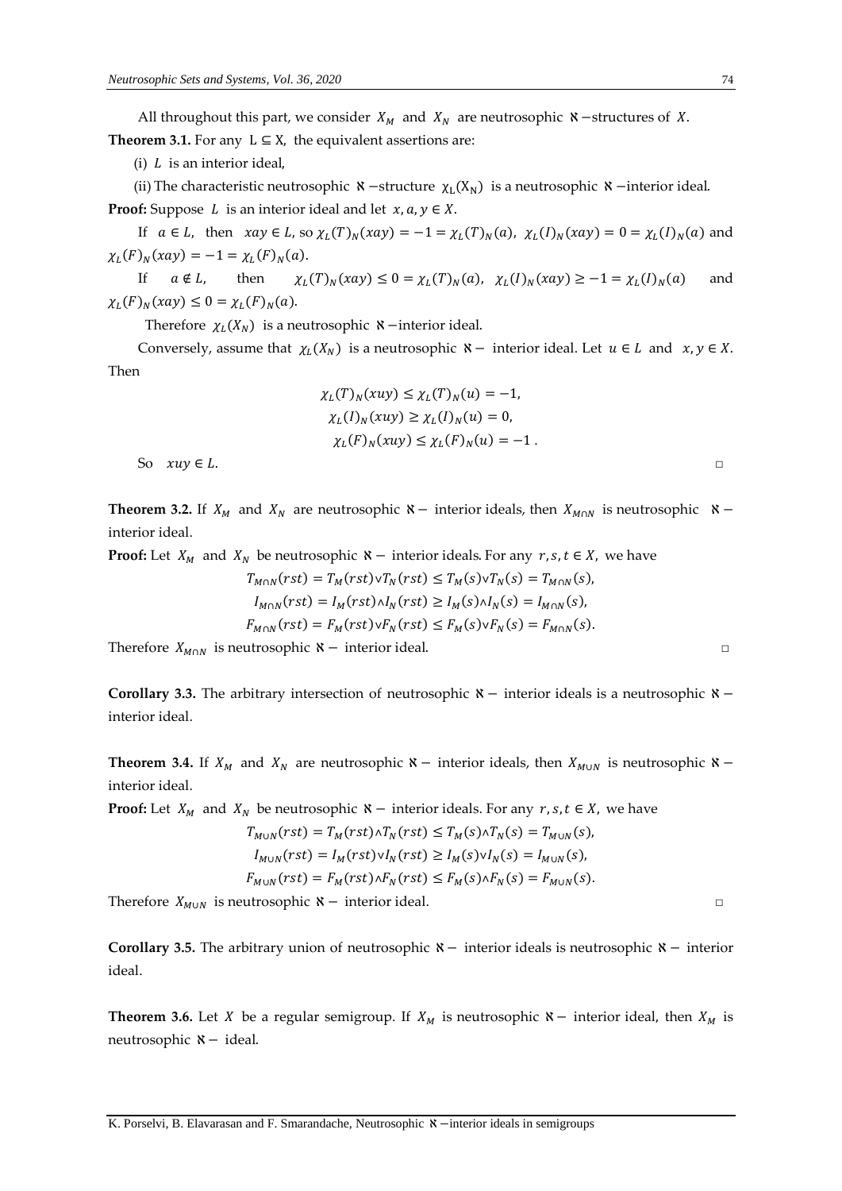All throughout this part, we consider $X_M$ and $X_N$ are neutrosophic $\aleph$ −structures of $X$.

**Theorem 3.1.** For any $L \subseteq X$, the equivalent assertions are:

(i) $L$ is an interior ideal,

(ii) The characteristic neutrosophic $\aleph$ −structure $\chi_L(X_N)$ is a neutrosophic $\aleph$ −interior ideal.

**Proof:** Suppose $L$ is an interior ideal and let $x, a, y \in X$.

If $a \in L$, then $xay \in L$, so $\chi_L(T)_N(xay) = -1 = \chi_L(T)_N(a)$, $\chi_L(I)_N(xay) = 0 = \chi_L(I)_N(a)$ and $\chi_L(F)_N(xay) = -1 = \chi_L(F)_N(a)$.

If $a \notin L$, then $\chi_L(T)_N(xay) \leq 0 = \chi_L(T)_N(a)$, $\chi_L(I)_N(xay) \geq -1 = \chi_L(I)_N(a)$ and $\chi_L(F)_N(xay) \leq 0 = \chi_L(F)_N(a)$.

Therefore $\chi_L(X_N)$ is a neutrosophic $\aleph$ −interior ideal.

Conversely, assume that $\chi_L(X_N)$ is a neutrosophic $\aleph$ − interior ideal. Let $u \in L$ and $x, y \in X$. Then

$$\chi_L(T)_N(xuy) \leq \chi_L(T)_N(u) = -1,$$
$$\chi_L(I)_N(xuy) \geq \chi_L(I)_N(u) = 0,$$
$$\chi_L(F)_N(xuy) \leq \chi_L(F)_N(u) = -1 .$$

So $xuy \in L$. □

**Theorem 3.2.** If $X_M$ and $X_N$ are neutrosophic $\aleph$ − interior ideals, then $X_{M\cap N}$ is neutrosophic $\aleph$ − interior ideal.

**Proof:** Let $X_M$ and $X_N$ be neutrosophic $\aleph$ − interior ideals. For any $r, s, t \in X$, we have

$$T_{M\cap N}(rst) = T_M(rst) \vee T_N(rst) \leq T_M(s) \vee T_N(s) = T_{M\cap N}(s),$$
$$I_{M\cap N}(rst) = I_M(rst) \wedge I_N(rst) \geq I_M(s) \wedge I_N(s) = I_{M\cap N}(s),$$
$$F_{M\cap N}(rst) = F_M(rst) \vee F_N(rst) \leq F_M(s) \vee F_N(s) = F_{M\cap N}(s).$$

Therefore $X_{M\cap N}$ is neutrosophic $\aleph$ − interior ideal. □

**Corollary 3.3.** The arbitrary intersection of neutrosophic $\aleph$ − interior ideals is a neutrosophic $\aleph$ − interior ideal.

**Theorem 3.4.** If $X_M$ and $X_N$ are neutrosophic $\aleph$ − interior ideals, then $X_{M\cup N}$ is neutrosophic $\aleph$ − interior ideal.

**Proof:** Let $X_M$ and $X_N$ be neutrosophic $\aleph$ − interior ideals. For any $r, s, t \in X$, we have

$$T_{M\cup N}(rst) = T_M(rst) \wedge T_N(rst) \leq T_M(s) \wedge T_N(s) = T_{M\cup N}(s),$$
$$I_{M\cup N}(rst) = I_M(rst) \vee I_N(rst) \geq I_M(s) \vee I_N(s) = I_{M\cup N}(s),$$
$$F_{M\cup N}(rst) = F_M(rst) \wedge F_N(rst) \leq F_M(s) \wedge F_N(s) = F_{M\cup N}(s).$$

Therefore $X_{M\cup N}$ is neutrosophic $\aleph$ − interior ideal. □

**Corollary 3.5.** The arbitrary union of neutrosophic $\aleph$ − interior ideals is neutrosophic $\aleph$ − interior ideal.

**Theorem 3.6.** Let $X$ be a regular semigroup. If $X_M$ is neutrosophic $\aleph$ − interior ideal, then $X_M$ is neutrosophic $\aleph$ − ideal.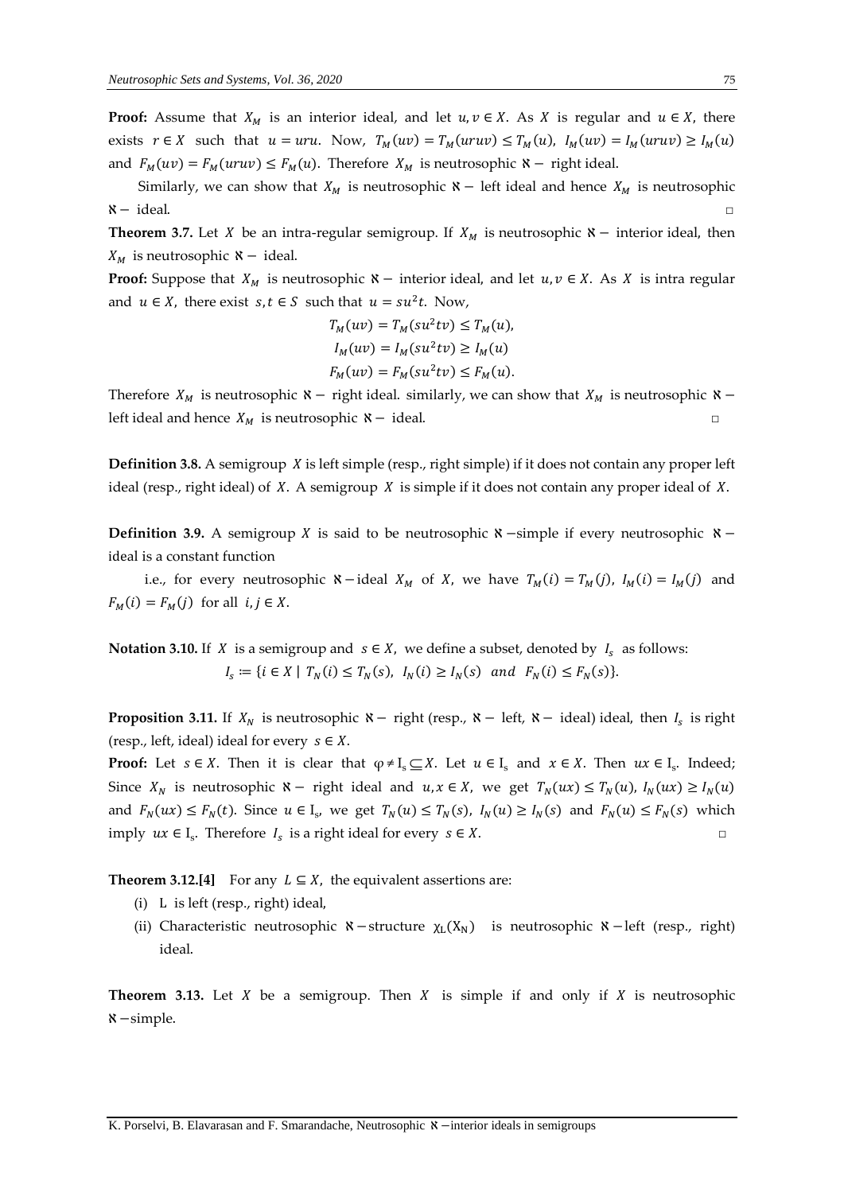**Proof:** Assume that $X_M$ is an interior ideal, and let $u, v \in X$. As $X$ is regular and $u \in X$, there exists $r \in X$ such that $u = uru$. Now, $T_M(uv) = T_M(uruv) \leq T_M(u)$, $I_M(uv) = I_M(uruv) \geq I_M(u)$ and $F_M(uv) = F_M(uruv) \leq F_M(u)$. Therefore $X_M$ is neutrosophic $\aleph-$ right ideal.

Similarly, we can show that $X_M$ is neutrosophic $\aleph-$ left ideal and hence $X_M$ is neutrosophic $\aleph-$ ideal. □

**Theorem 3.7.** Let $X$ be an intra-regular semigroup. If $X_M$ is neutrosophic $\aleph-$ interior ideal, then $X_M$ is neutrosophic $\aleph-$ ideal.

**Proof:** Suppose that $X_M$ is neutrosophic $\aleph-$ interior ideal, and let $u, v \in X$. As $X$ is intra regular and $u \in X$, there exist $s, t \in S$ such that $u = su^2t$. Now,

$$T_M(uv) = T_M(su^2tv) \leq T_M(u),$$
$$I_M(uv) = I_M(su^2tv) \geq I_M(u)$$
$$F_M(uv) = F_M(su^2tv) \leq F_M(u).$$

Therefore $X_M$ is neutrosophic $\aleph-$ right ideal. similarly, we can show that $X_M$ is neutrosophic $\aleph-$ left ideal and hence $X_M$ is neutrosophic $\aleph-$ ideal. □

**Definition 3.8.** A semigroup $X$ is left simple (resp., right simple) if it does not contain any proper left ideal (resp., right ideal) of $X$. A semigroup $X$ is simple if it does not contain any proper ideal of $X$.

**Definition 3.9.** A semigroup $X$ is said to be neutrosophic $\aleph-$simple if every neutrosophic $\aleph-$ ideal is a constant function

i.e., for every neutrosophic $\aleph-$ideal $X_M$ of $X$, we have $T_M(i) = T_M(j)$, $I_M(i) = I_M(j)$ and $F_M(i) = F_M(j)$ for all $i, j \in X$.

**Notation 3.10.** If $X$ is a semigroup and $s \in X$, we define a subset, denoted by $I_s$ as follows:

$$I_s := \{i \in X \mid T_N(i) \leq T_N(s),\ I_N(i) \geq I_N(s) \ \ and \ \ F_N(i) \leq F_N(s)\}.$$

**Proposition 3.11.** If $X_N$ is neutrosophic $\aleph-$ right (resp., $\aleph-$ left, $\aleph-$ ideal) ideal, then $I_s$ is right (resp., left, ideal) ideal for every $s \in X$.

**Proof:** Let $s \in X$. Then it is clear that $\varphi \neq I_s \subseteq X$. Let $u \in I_s$ and $x \in X$. Then $ux \in I_s$. Indeed; Since $X_N$ is neutrosophic $\aleph-$ right ideal and $u, x \in X$, we get $T_N(ux) \leq T_N(u)$, $I_N(ux) \geq I_N(u)$ and $F_N(ux) \leq F_N(t)$. Since $u \in I_s$, we get $T_N(u) \leq T_N(s)$, $I_N(u) \geq I_N(s)$ and $F_N(u) \leq F_N(s)$ which imply $ux \in I_s$. Therefore $I_s$ is a right ideal for every $s \in X$. □

**Theorem 3.12.[4]** For any $L \subseteq X$, the equivalent assertions are:

(i) L is left (resp., right) ideal,

(ii) Characteristic neutrosophic $\aleph-$structure $\chi_L(X_N)$ is neutrosophic $\aleph-$left (resp., right) ideal.

**Theorem 3.13.** Let $X$ be a semigroup. Then $X$ is simple if and only if $X$ is neutrosophic $\aleph-$simple.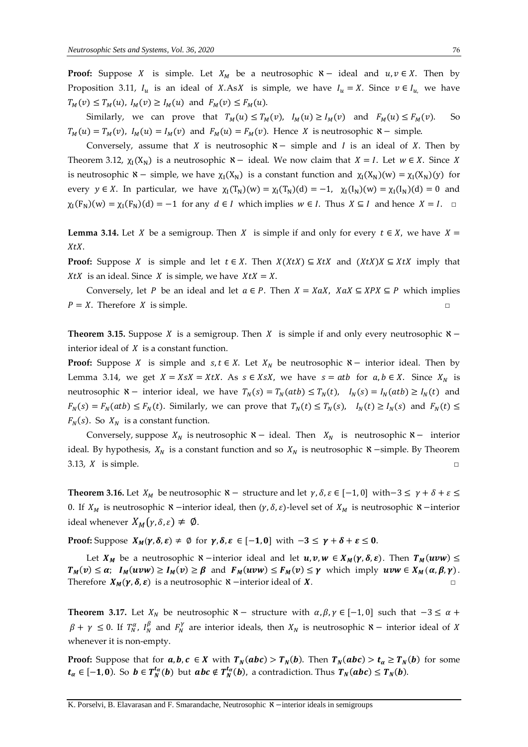**Proof:** Suppose $X$ is simple. Let $X_M$ be a neutrosophic $\aleph-$ ideal and $u, v \in X$. Then by Proposition 3.11, $I_u$ is an ideal of $X$.As$X$ is simple, we have $I_u = X$. Since $v \in I_{u,}$ we have $T_M(v) \leq T_M(u)$, $I_M(v) \geq I_M(u)$ and $F_M(v) \leq F_M(u)$.

Similarly, we can prove that $T_M(u) \leq T_M(v)$, $I_M(u) \geq I_M(v)$ and $F_M(u) \leq F_M(v)$. So $T_M(u) = T_M(v)$, $I_M(u) = I_M(v)$ and $F_M(u) = F_M(v)$. Hence $X$ is neutrosophic $\aleph-$ simple.

Conversely, assume that $X$ is neutrosophic $\aleph-$ simple and $I$ is an ideal of $X$. Then by Theorem 3.12, $\chi_I(X_N)$ is a neutrosophic $\aleph-$ ideal. We now claim that $X = I$. Let $w \in X$. Since $X$ is neutrosophic $\aleph-$ simple, we have $\chi_I(X_N)$ is a constant function and $\chi_I(X_N)(w) = \chi_I(X_N)(y)$ for every $y \in X$. In particular, we have $\chi_I(T_N)(w) = \chi_I(T_N)(d) = -1$, $\chi_I(I_N)(w) = \chi_I(I_N)(d) = 0$ and $\chi_I(F_N)(w) = \chi_I(F_N)(d) = -1$ for any $d \in I$ which implies $w \in I$. Thus $X \subseteq I$ and hence $X = I$. □

**Lemma 3.14.** Let $X$ be a semigroup. Then $X$ is simple if and only for every $t \in X$, we have $X = XtX$.

**Proof:** Suppose $X$ is simple and let $t \in X$. Then $X(XtX) \subseteq XtX$ and $(XtX)X \subseteq XtX$ imply that $XtX$ is an ideal. Since $X$ is simple, we have $XtX = X$.

Conversely, let $P$ be an ideal and let $a \in P$. Then $X = XaX$, $XaX \subseteq XPX \subseteq P$ which implies $P = X$. Therefore $X$ is simple. □

**Theorem 3.15.** Suppose $X$ is a semigroup. Then $X$ is simple if and only every neutrosophic $\aleph-$ interior ideal of $X$ is a constant function.

**Proof:** Suppose $X$ is simple and $s, t \in X$. Let $X_N$ be neutrosophic $\aleph-$ interior ideal. Then by Lemma 3.14, we get $X = XsX = XtX$. As $s \in XsX$, we have $s = atb$ for $a, b \in X$. Since $X_N$ is neutrosophic $\aleph-$ interior ideal, we have $T_N(s) = T_N(atb) \leq T_N(t)$, $I_N(s) = I_N(atb) \geq I_N(t)$ and $F_N(s) = F_N(atb) \leq F_N(t)$. Similarly, we can prove that $T_N(t) \leq T_N(s)$, $I_N(t) \geq I_N(s)$ and $F_N(t) \leq F_N(s)$. So $X_N$ is a constant function.

Conversely, suppose $X_N$ is neutrosophic $\aleph-$ ideal. Then $X_N$ is neutrosophic $\aleph-$ interior ideal. By hypothesis, $X_N$ is a constant function and so $X_N$ is neutrosophic $\aleph-$simple. By Theorem 3.13, $X$ is simple. □

**Theorem 3.16.** Let $X_M$ be neutrosophic $\aleph-$ structure and let $\gamma, \delta, \varepsilon \in [-1, 0]$ with$-3 \leq \gamma + \delta + \varepsilon \leq 0$. If $X_M$ is neutrosophic $\aleph-$interior ideal, then $(\gamma, \delta, \varepsilon)$-level set of $X_M$ is neutrosophic $\aleph-$interior ideal whenever $X_M(\gamma, \delta, \varepsilon) \neq \emptyset$.

**Proof:** Suppose $\boldsymbol{X_M(\gamma, \delta, \varepsilon) \neq \emptyset}$ for $\boldsymbol{\gamma, \delta, \varepsilon \in [-1, 0]}$ with $\boldsymbol{-3 \leq \gamma + \delta + \varepsilon \leq 0}$.

Let $\boldsymbol{X_M}$ be a neutrosophic $\aleph-$interior ideal and let $\boldsymbol{u, v, w \in X_M(\gamma, \delta, \varepsilon)}$. Then $\boldsymbol{T_M(uvw) \leq T_M(v) \leq \alpha}$; $\boldsymbol{I_M(uvw) \geq I_M(v) \geq \beta}$ and $\boldsymbol{F_M(uvw) \leq F_M(v) \leq \gamma}$ which imply $\boldsymbol{uvw \in X_M(\alpha, \beta, \gamma)}$. Therefore $\boldsymbol{X_M(\gamma, \delta, \varepsilon)}$ is a neutrosophic $\aleph-$interior ideal of $\boldsymbol{X}$. □

**Theorem 3.17.** Let $X_N$ be neutrosophic $\aleph-$ structure with $\alpha, \beta, \gamma \in [-1, 0]$ such that $-3 \leq \alpha + \beta + \gamma \leq 0$. If $T_N^{\alpha}$, $I_N^{\beta}$ and $F_N^{\gamma}$ are interior ideals, then $X_N$ is neutrosophic $\aleph-$ interior ideal of $X$ whenever it is non-empty.

**Proof:** Suppose that for $\boldsymbol{a, b, c \in X}$ with $\boldsymbol{T_N(abc) > T_N(b)}$. Then $\boldsymbol{T_N(abc) > t_\alpha \geq T_N(b)}$ for some $\boldsymbol{t_\alpha \in [-1, 0)}$. So $\boldsymbol{b \in T_N^{t_\alpha}(b)}$ but $\boldsymbol{abc \notin T_N^{t_\alpha}(b)}$, a contradiction. Thus $\boldsymbol{T_N(abc) \leq T_N(b)}$.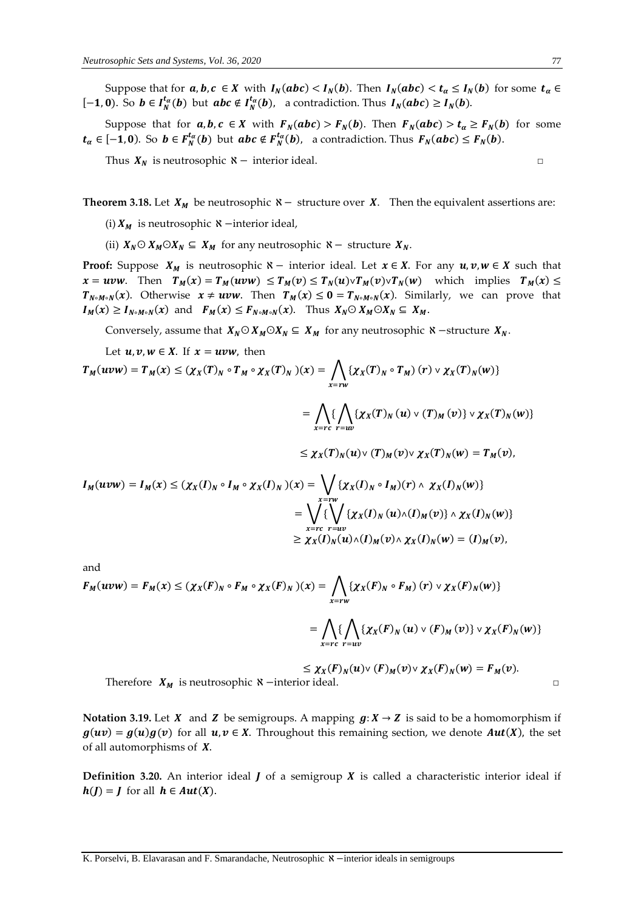Suppose that for $a, b, c \in X$ with $I_N(abc) < I_N(b)$. Then $I_N(abc) < t_\alpha \leq I_N(b)$ for some $t_\alpha \in [-1, 0)$. So $b \in I_N^{t_\alpha}(b)$ but $abc \notin I_N^{t_\alpha}(b)$, a contradiction. Thus $I_N(abc) \geq I_N(b)$.

Suppose that for $a, b, c \in X$ with $F_N(abc) > F_N(b)$. Then $F_N(abc) > t_\alpha \geq F_N(b)$ for some $t_\alpha \in [-1, 0)$. So $b \in F_N^{t_\alpha}(b)$ but $abc \notin F_N^{t_\alpha}(b)$, a contradiction. Thus $F_N(abc) \leq F_N(b)$.

Thus $X_N$ is neutrosophic $\aleph-$ interior ideal. □

**Theorem 3.18.** Let $X_M$ be neutrosophic $\aleph-$ structure over $X$. Then the equivalent assertions are:

(i) $X_M$ is neutrosophic $\aleph-$interior ideal,

(ii) $X_N \odot X_M \odot X_N \subseteq X_M$ for any neutrosophic $\aleph-$ structure $X_N$.

**Proof:** Suppose $X_M$ is neutrosophic $\aleph-$ interior ideal. Let $x \in X$. For any $u, v, w \in X$ such that $x = uvw$. Then $T_M(x) = T_M(uvw) \leq T_M(v) \leq T_N(u) \vee T_M(v) \vee T_N(w)$ which implies $T_M(x) \leq T_{N \circ M \circ N}(x)$. Otherwise $x \neq uvw$. Then $T_M(x) \leq 0 = T_{N \circ M \circ N}(x)$. Similarly, we can prove that $I_M(x) \geq I_{N \circ M \circ N}(x)$ and $F_M(x) \leq F_{N \circ M \circ N}(x)$. Thus $X_N \odot X_M \odot X_N \subseteq X_M$.

Conversely, assume that $X_N \odot X_M \odot X_N \subseteq X_M$ for any neutrosophic $\aleph-$structure $X_N$.

Let $u, v, w \in X$. If $x = uvw$, then

$$T_M(uvw) = T_M(x) \leq (\chi_X(T)_N \circ T_M \circ \chi_X(T)_N)(x) = \bigwedge_{x=rw} \{(\chi_X(T)_N \circ T_M)(r) \vee \chi_X(T)_N(w)\}$$

$$= \bigwedge_{x=rc} \{\bigwedge_{r=uv} \{\chi_X(T)_N(u) \vee (T)_M(v)\} \vee \chi_X(T)_N(w)\}$$

$$\leq \chi_X(T)_N(u) \vee (T)_M(v) \vee \chi_X(T)_N(w) = T_M(v),$$

$$I_M(uvw) = I_M(x) \leq (\chi_X(I)_N \circ I_M \circ \chi_X(I)_N)(x) = \bigvee_{x=rw} \{(\chi_X(I)_N \circ I_M)(r) \wedge \chi_X(I)_N(w)\}$$

$$= \bigvee_{x=rc} \{\bigvee_{r=uv} \{\chi_X(I)_N(u) \wedge (I)_M(v)\} \wedge \chi_X(I)_N(w)\}$$

$$\geq \chi_X(I)_N(u) \wedge (I)_M(v) \wedge \chi_X(I)_N(w) = (I)_M(v),$$

and

$$F_M(uvw) = F_M(x) \leq (\chi_X(F)_N \circ F_M \circ \chi_X(F)_N)(x) = \bigwedge_{x=rw} \{(\chi_X(F)_N \circ F_M)(r) \vee \chi_X(F)_N(w)\}$$

$$= \bigwedge_{x=rc} \{\bigwedge_{r=uv} \{\chi_X(F)_N(u) \vee (F)_M(v)\} \vee \chi_X(F)_N(w)\}$$

$$\leq \chi_X(F)_N(u) \vee (F)_M(v) \vee \chi_X(F)_N(w) = F_M(v).$$

Therefore $X_M$ is neutrosophic $\aleph-$interior ideal. □

**Notation 3.19.** Let $X$ and $Z$ be semigroups. A mapping $g: X \to Z$ is said to be a homomorphism if $g(uv) = g(u)g(v)$ for all $u, v \in X$. Throughout this remaining section, we denote $Aut(X)$, the set of all automorphisms of $X$.

**Definition 3.20.** An interior ideal $J$ of a semigroup $X$ is called a characteristic interior ideal if $h(J) = J$ for all $h \in Aut(X)$.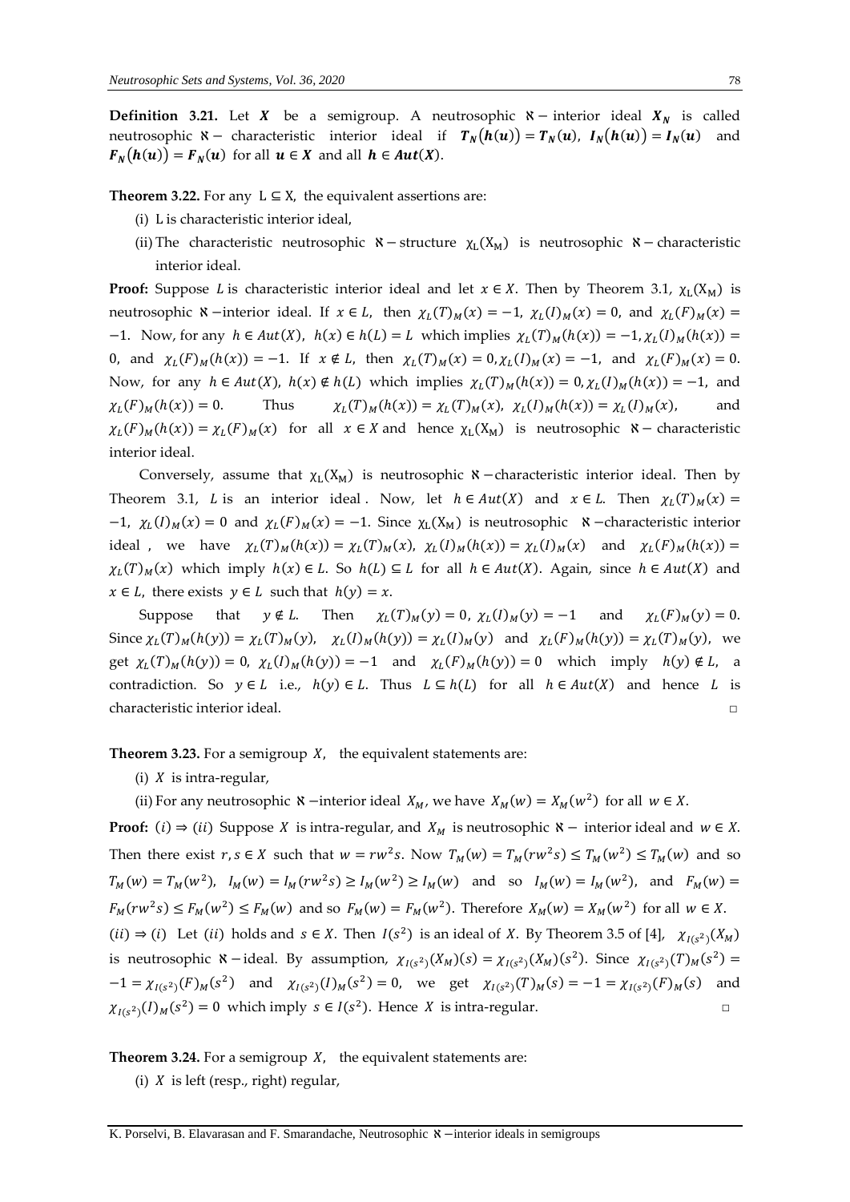**Definition 3.21.** Let $X$ be a semigroup. A neutrosophic $\aleph-$ interior ideal $X_N$ is called neutrosophic $\aleph-$ characteristic interior ideal if $T_N(h(u)) = T_N(u)$, $I_N(h(u)) = I_N(u)$ and $F_N(h(u)) = F_N(u)$ for all $u \in X$ and all $h \in Aut(X)$.

**Theorem 3.22.** For any $L \subseteq X$, the equivalent assertions are:

(i) L is characteristic interior ideal,

(ii) The characteristic neutrosophic $\aleph-$ structure $\chi_L(X_M)$ is neutrosophic $\aleph-$ characteristic interior ideal.

**Proof:** Suppose $L$ is characteristic interior ideal and let $x \in X$. Then by Theorem 3.1, $\chi_L(X_M)$ is neutrosophic $\aleph-$interior ideal. If $x \in L$, then $\chi_L(T)_M(x) = -1$, $\chi_L(I)_M(x) = 0$, and $\chi_L(F)_M(x) = -1$. Now, for any $h \in Aut(X)$, $h(x) \in h(L) = L$ which implies $\chi_L(T)_M(h(x)) = -1, \chi_L(I)_M(h(x)) = 0$, and $\chi_L(F)_M(h(x)) = -1$. If $x \notin L$, then $\chi_L(T)_M(x) = 0, \chi_L(I)_M(x) = -1$, and $\chi_L(F)_M(x) = 0$. Now, for any $h \in Aut(X)$, $h(x) \notin h(L)$ which implies $\chi_L(T)_M(h(x)) = 0, \chi_L(I)_M(h(x)) = -1$, and $\chi_L(F)_M(h(x)) = 0$. Thus $\chi_L(T)_M(h(x)) = \chi_L(T)_M(x)$, $\chi_L(I)_M(h(x)) = \chi_L(I)_M(x)$, and $\chi_L(F)_M(h(x)) = \chi_L(F)_M(x)$ for all $x \in X$ and hence $\chi_L(X_M)$ is neutrosophic $\aleph-$ characteristic interior ideal.

Conversely, assume that $\chi_L(X_M)$ is neutrosophic $\aleph-$characteristic interior ideal. Then by Theorem 3.1, $L$ is an interior ideal. Now, let $h \in Aut(X)$ and $x \in L$. Then $\chi_L(T)_M(x) = -1$, $\chi_L(I)_M(x) = 0$ and $\chi_L(F)_M(x) = -1$. Since $\chi_L(X_M)$ is neutrosophic $\aleph-$characteristic interior ideal, we have $\chi_L(T)_M(h(x)) = \chi_L(T)_M(x)$, $\chi_L(I)_M(h(x)) = \chi_L(I)_M(x)$ and $\chi_L(F)_M(h(x)) = \chi_L(T)_M(x)$ which imply $h(x) \in L$. So $h(L) \subseteq L$ for all $h \in Aut(X)$. Again, since $h \in Aut(X)$ and $x \in L$, there exists $y \in L$ such that $h(y) = x$.

Suppose that $y \notin L$. Then $\chi_L(T)_M(y) = 0$, $\chi_L(I)_M(y) = -1$ and $\chi_L(F)_M(y) = 0$. Since $\chi_L(T)_M(h(y)) = \chi_L(T)_M(y)$, $\chi_L(I)_M(h(y)) = \chi_L(I)_M(y)$ and $\chi_L(F)_M(h(y)) = \chi_L(T)_M(y)$, we get $\chi_L(T)_M(h(y)) = 0$, $\chi_L(I)_M(h(y)) = -1$ and $\chi_L(F)_M(h(y)) = 0$ which imply $h(y) \notin L$, a contradiction. So $y \in L$ i.e., $h(y) \in L$. Thus $L \subseteq h(L)$ for all $h \in Aut(X)$ and hence $L$ is characteristic interior ideal. □

**Theorem 3.23.** For a semigroup $X$, the equivalent statements are:

(i) $X$ is intra-regular,

(ii) For any neutrosophic $\aleph-$interior ideal $X_M$, we have $X_M(w) = X_M(w^2)$ for all $w \in X$.

**Proof:** $(i) \Rightarrow (ii)$ Suppose $X$ is intra-regular, and $X_M$ is neutrosophic $\aleph-$ interior ideal and $w \in X$. Then there exist $r, s \in X$ such that $w = rw^2s$. Now $T_M(w) = T_M(rw^2s) \leq T_M(w^2) \leq T_M(w)$ and so $T_M(w) = T_M(w^2)$, $I_M(w) = I_M(rw^2s) \geq I_M(w^2) \geq I_M(w)$ and so $I_M(w) = I_M(w^2)$, and $F_M(w) = F_M(rw^2s) \leq F_M(w^2) \leq F_M(w)$ and so $F_M(w) = F_M(w^2)$. Therefore $X_M(w) = X_M(w^2)$ for all $w \in X$.

$(ii) \Rightarrow (i)$ Let $(ii)$ holds and $s \in X$. Then $I(s^2)$ is an ideal of $X$. By Theorem 3.5 of [4], $\chi_{I(s^2)}(X_M)$ is neutrosophic $\aleph-$ideal. By assumption, $\chi_{I(s^2)}(X_M)(s) = \chi_{I(s^2)}(X_M)(s^2)$. Since $\chi_{I(s^2)}(T)_M(s^2) = -1 = \chi_{I(s^2)}(F)_M(s^2)$ and $\chi_{I(s^2)}(I)_M(s^2) = 0$, we get $\chi_{I(s^2)}(T)_M(s) = -1 = \chi_{I(s^2)}(F)_M(s)$ and $\chi_{I(s^2)}(I)_M(s^2) = 0$ which imply $s \in I(s^2)$. Hence $X$ is intra-regular. □

**Theorem 3.24.** For a semigroup $X$, the equivalent statements are:

(i) $X$ is left (resp., right) regular,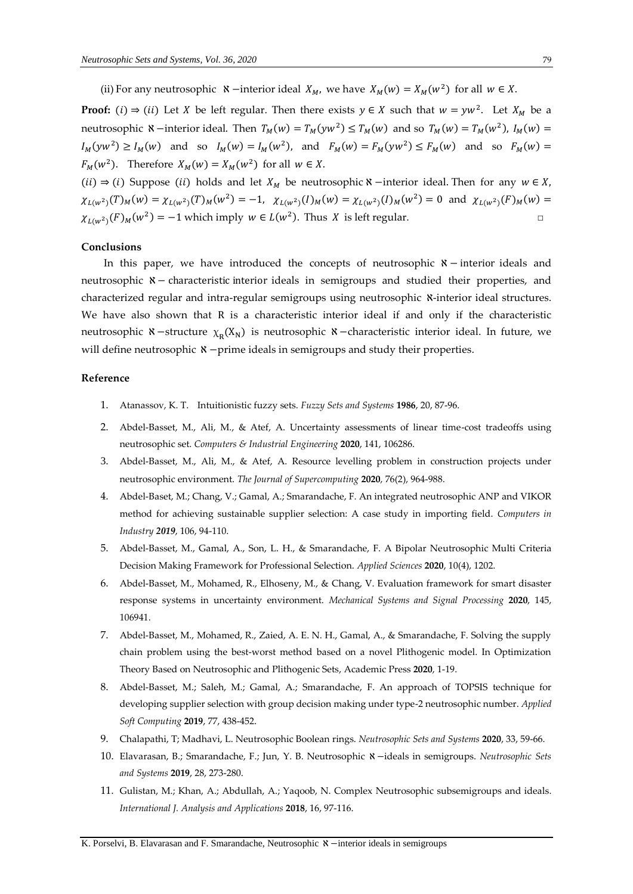(ii) For any neutrosophic $\aleph$ −interior ideal $X_M$, we have $X_M(w) = X_M(w^2)$ for all $w \in X$.

**Proof:** $(i) \Rightarrow (ii)$ Let $X$ be left regular. Then there exists $y \in X$ such that $w = yw^2$. Let $X_M$ be a neutrosophic $\aleph$ −interior ideal. Then $T_M(w) = T_M(yw^2) \le T_M(w)$ and so $T_M(w) = T_M(w^2)$, $I_M(w) = I_M(yw^2) \ge I_M(w)$ and so $I_M(w) = I_M(w^2)$, and $F_M(w) = F_M(yw^2) \le F_M(w)$ and so $F_M(w) = F_M(w^2)$. Therefore $X_M(w) = X_M(w^2)$ for all $w \in X$.

$(ii) \Rightarrow (i)$ Suppose $(ii)$ holds and let $X_M$ be neutrosophic $\aleph$ −interior ideal. Then for any $w \in X$, $\chi_{L(w^2)}(T)_M(w) = \chi_{L(w^2)}(T)_M(w^2) = -1$, $\chi_{L(w^2)}(I)_M(w) = \chi_{L(w^2)}(I)_M(w^2) = 0$ and $\chi_{L(w^2)}(F)_M(w) = \chi_{L(w^2)}(F)_M(w^2) = -1$ which imply $w \in L(w^2)$. Thus $X$ is left regular. □

## Conclusions

In this paper, we have introduced the concepts of neutrosophic $\aleph$ − interior ideals and neutrosophic $\aleph$ − characteristic interior ideals in semigroups and studied their properties, and characterized regular and intra-regular semigroups using neutrosophic $\aleph$-interior ideal structures. We have also shown that R is a characteristic interior ideal if and only if the characteristic neutrosophic $\aleph$ −structure $\chi_R(X_N)$ is neutrosophic $\aleph$ −characteristic interior ideal. In future, we will define neutrosophic $\aleph$ −prime ideals in semigroups and study their properties.

## Reference

1. Atanassov, K. T. Intuitionistic fuzzy sets. *Fuzzy Sets and Systems* **1986**, 20, 87-96.
2. Abdel-Basset, M., Ali, M., & Atef, A. Uncertainty assessments of linear time-cost tradeoffs using neutrosophic set. *Computers & Industrial Engineering* **2020**, 141, 106286.
3. Abdel-Basset, M., Ali, M., & Atef, A. Resource levelling problem in construction projects under neutrosophic environment. *The Journal of Supercomputing* **2020**, 76(2), 964-988.
4. Abdel-Baset, M.; Chang, V.; Gamal, A.; Smarandache, F. An integrated neutrosophic ANP and VIKOR method for achieving sustainable supplier selection: A case study in importing field. *Computers in Industry* ***2019***, 106, 94-110.
5. Abdel-Basset, M., Gamal, A., Son, L. H., & Smarandache, F. A Bipolar Neutrosophic Multi Criteria Decision Making Framework for Professional Selection. *Applied Sciences* **2020**, 10(4), 1202.
6. Abdel-Basset, M., Mohamed, R., Elhoseny, M., & Chang, V. Evaluation framework for smart disaster response systems in uncertainty environment. *Mechanical Systems and Signal Processing* **2020**, 145, 106941.
7. Abdel-Basset, M., Mohamed, R., Zaied, A. E. N. H., Gamal, A., & Smarandache, F. Solving the supply chain problem using the best-worst method based on a novel Plithogenic model. In Optimization Theory Based on Neutrosophic and Plithogenic Sets, Academic Press **2020**, 1-19.
8. Abdel-Basset, M.; Saleh, M.; Gamal, A.; Smarandache, F. An approach of TOPSIS technique for developing supplier selection with group decision making under type-2 neutrosophic number. *Applied Soft Computing* **2019**, 77, 438-452.
9. Chalapathi, T; Madhavi, L. Neutrosophic Boolean rings. *Neutrosophic Sets and Systems* **2020**, 33, 59-66.
10. Elavarasan, B.; Smarandache, F.; Jun, Y. B. Neutrosophic $\aleph$ −ideals in semigroups. *Neutrosophic Sets and Systems* **2019**, 28, 273-280.
11. Gulistan, M.; Khan, A.; Abdullah, A.; Yaqoob, N. Complex Neutrosophic subsemigroups and ideals. *International J. Analysis and Applications* **2018**, 16, 97-116.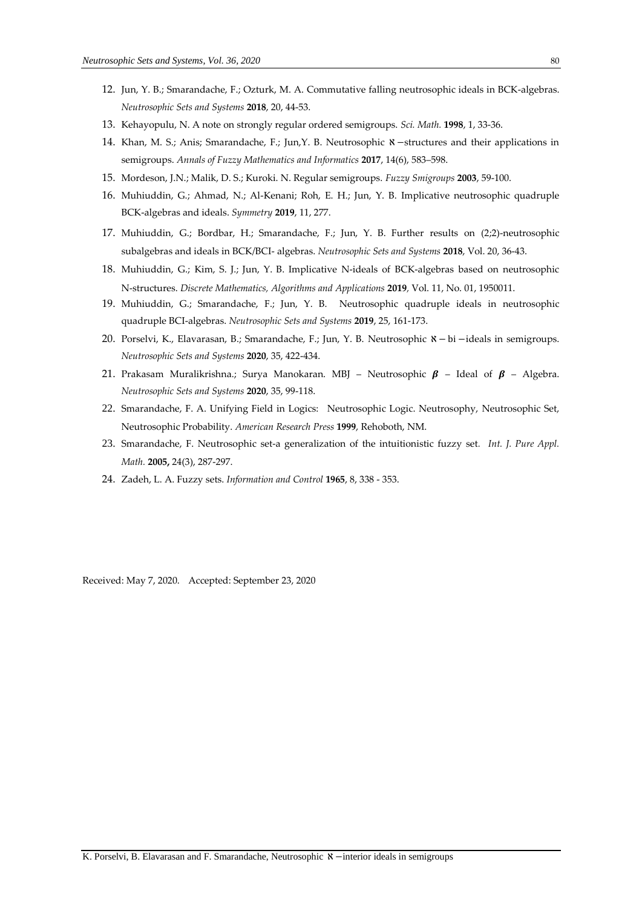12. Jun, Y. B.; Smarandache, F.; Ozturk, M. A. Commutative falling neutrosophic ideals in BCK-algebras. *Neutrosophic Sets and Systems* **2018**, 20, 44-53.
13. Kehayopulu, N. A note on strongly regular ordered semigroups. *Sci. Math.* **1998**, 1, 33-36.
14. Khan, M. S.; Anis; Smarandache, F.; Jun,Y. B. Neutrosophic $\aleph-$structures and their applications in semigroups. *Annals of Fuzzy Mathematics and Informatics* **2017**, 14(6), 583–598.
15. Mordeson, J.N.; Malik, D. S.; Kuroki. N. Regular semigroups. *Fuzzy Smigroups* **2003**, 59-100.
16. Muhiuddin, G.; Ahmad, N.; Al-Kenani; Roh, E. H.; Jun, Y. B. Implicative neutrosophic quadruple BCK-algebras and ideals. *Symmetry* **2019**, 11, 277.
17. Muhiuddin, G.; Bordbar, H.; Smarandache, F.; Jun, Y. B. Further results on (2;2)-neutrosophic subalgebras and ideals in BCK/BCI- algebras. *Neutrosophic Sets and Systems* **2018**, Vol. 20, 36-43.
18. Muhiuddin, G.; Kim, S. J.; Jun, Y. B. Implicative N-ideals of BCK-algebras based on neutrosophic N-structures. *Discrete Mathematics, Algorithms and Applications* **2019**, Vol. 11, No. 01, 1950011.
19. Muhiuddin, G.; Smarandache, F.; Jun, Y. B. Neutrosophic quadruple ideals in neutrosophic quadruple BCI-algebras. *Neutrosophic Sets and Systems* **2019**, 25, 161-173.
20. Porselvi, K., Elavarasan, B.; Smarandache, F.; Jun, Y. B. Neutrosophic $\aleph-\mathrm{bi}-$ideals in semigroups. *Neutrosophic Sets and Systems* **2020**, 35, 422-434.
21. Prakasam Muralikrishna.; Surya Manokaran. MBJ – Neutrosophic $\boldsymbol{\beta}$ – Ideal of $\boldsymbol{\beta}$ – Algebra. *Neutrosophic Sets and Systems* **2020**, 35, 99-118.
22. Smarandache, F. A. Unifying Field in Logics: Neutrosophic Logic. Neutrosophy, Neutrosophic Set, Neutrosophic Probability. *American Research Press* **1999**, Rehoboth, NM.
23. Smarandache, F. Neutrosophic set-a generalization of the intuitionistic fuzzy set. *Int. J. Pure Appl. Math.* **2005,** 24(3), 287-297.
24. Zadeh, L. A. Fuzzy sets. *Information and Control* **1965**, 8, 338 - 353.

Received: May 7, 2020. Accepted: September 23, 2020